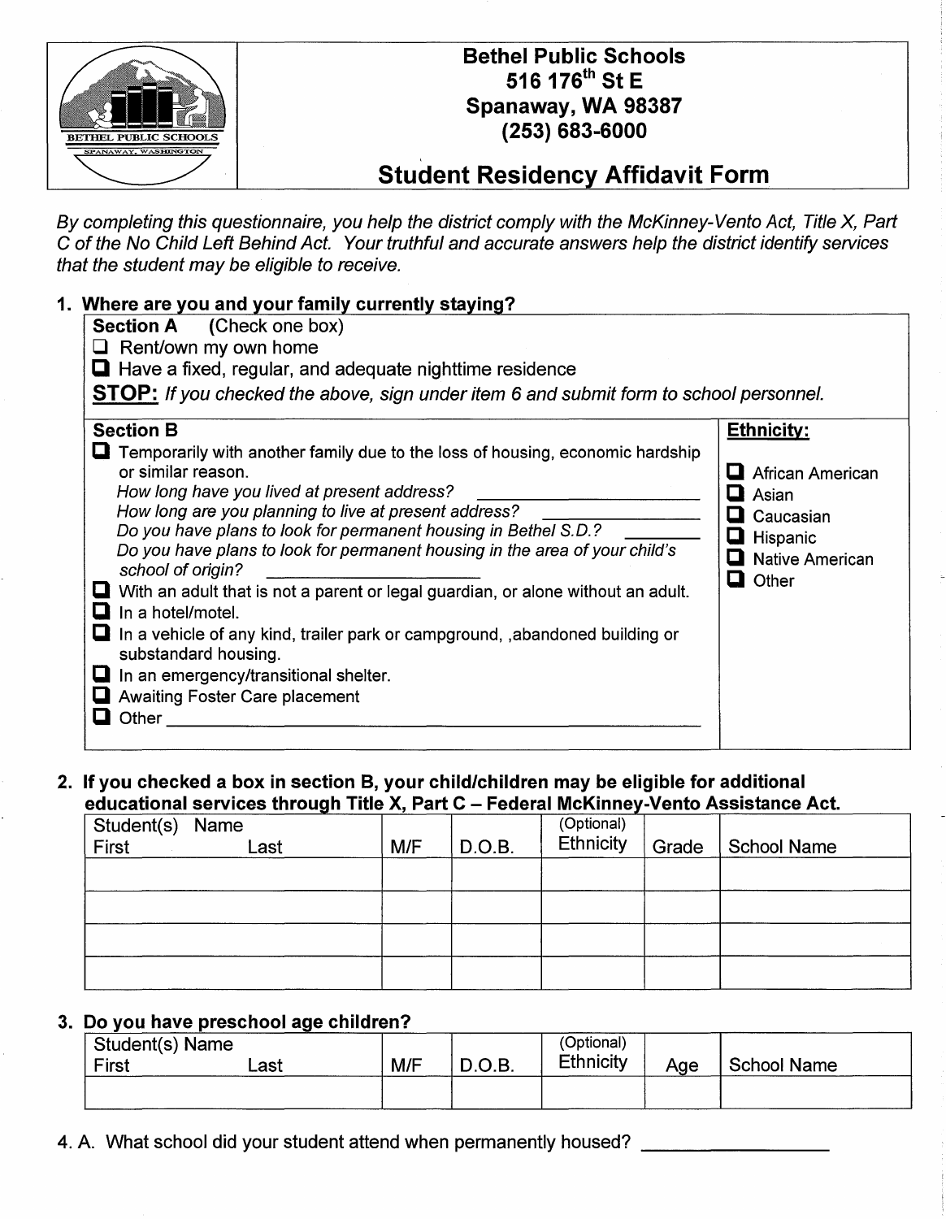# Bethel Public Schools
516 176th St E
Spanaway, WA 98387
(253) 683-6000

## Student Residency Affidavit Form

*By completing this questionnaire, you help the district comply with the McKinney-Vento Act, Title X, Part C of the No Child Left Behind Act. Your truthful and accurate answers help the district identify services that the student may be eligible to receive.*

**1. Where are you and your family currently staying?**

**Section A** (Check one box)

- ☐ Rent/own my own home
- ☐ Have a fixed, regular, and adequate nighttime residence

**STOP:** *If you checked the above, sign under item 6 and submit form to school personnel.*

**Section B**

- ☐ Temporarily with another family due to the loss of housing, economic hardship or similar reason.
  - *How long have you lived at present address?* ____________________
  - *How long are you planning to live at present address?* ____________________
  - *Do you have plans to look for permanent housing in Bethel S.D.?* __________
  - *Do you have plans to look for permanent housing in the area of your child's school of origin?* ____________________
- ☐ With an adult that is not a parent or legal guardian, or alone without an adult.
- ☐ In a hotel/motel.
- ☐ In a vehicle of any kind, trailer park or campground, ,abandoned building or substandard housing.
- ☐ In an emergency/transitional shelter.
- ☐ Awaiting Foster Care placement
- ☐ Other ________________________________________________

**Ethnicity:**

- ☐ African American
- ☐ Asian
- ☐ Caucasian
- ☐ Hispanic
- ☐ Native American
- ☐ Other

**2. If you checked a box in section B, your child/children may be eligible for additional educational services through Title X, Part C – Federal McKinney-Vento Assistance Act.**

| Student(s) Name First Last | M/F | D.O.B. | (Optional) Ethnicity | Grade | School Name |
|---|---|---|---|---|---|
| | | | | | |
| | | | | | |
| | | | | | |
| | | | | | |

**3. Do you have preschool age children?**

| Student(s) Name First Last | M/F | D.O.B. | (Optional) Ethnicity | Age | School Name |
|---|---|---|---|---|---|
| | | | | | |

4. A. What school did your student attend when permanently housed? ____________________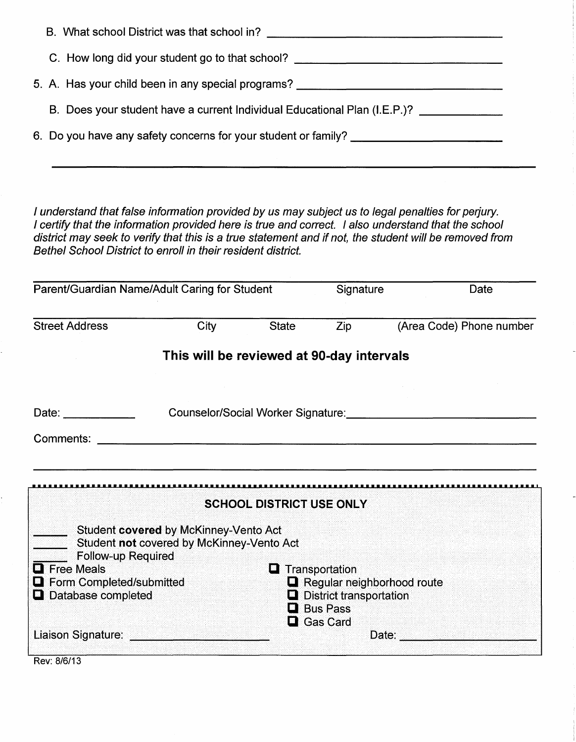B. What school District was that school in? ______________________________

C. How long did your student go to that school? ______________________________

5. A. Has your child been in any special programs? ______________________________

   B. Does your student have a current Individual Educational Plan (I.E.P.)? ____________

6. Do you have any safety concerns for your student or family? ______________________

______________________________________________________________________

*I understand that false information provided by us may subject us to legal penalties for perjury. I certify that the information provided here is true and correct. I also understand that the school district may seek to verify that this is a true statement and if not, the student will be removed from Bethel School District to enroll in their resident district.*

______________________________________________________________________

Parent/Guardian Name/Adult Caring for Student    Signature    Date

______________________________________________________________________

Street Address    City    State    Zip    (Area Code) Phone number

**This will be reviewed at 90-day intervals**

Date: ____________    Counselor/Social Worker Signature: ______________________________

Comments: ______________________________________________________________

______________________________________________________________________

**SCHOOL DISTRICT USE ONLY**

_____ Student **covered** by McKinney-Vento Act

_____ Student **not** covered by McKinney-Vento Act

_____ Follow-up Required

- ☐ Free Meals
- ☐ Form Completed/submitted
- ☐ Database completed
- ☐ Transportation
  - ☐ Regular neighborhood route
  - ☐ District transportation
  - ☐ Bus Pass
  - ☐ Gas Card

Liaison Signature: ____________________    Date: ____________________

Rev: 8/6/13